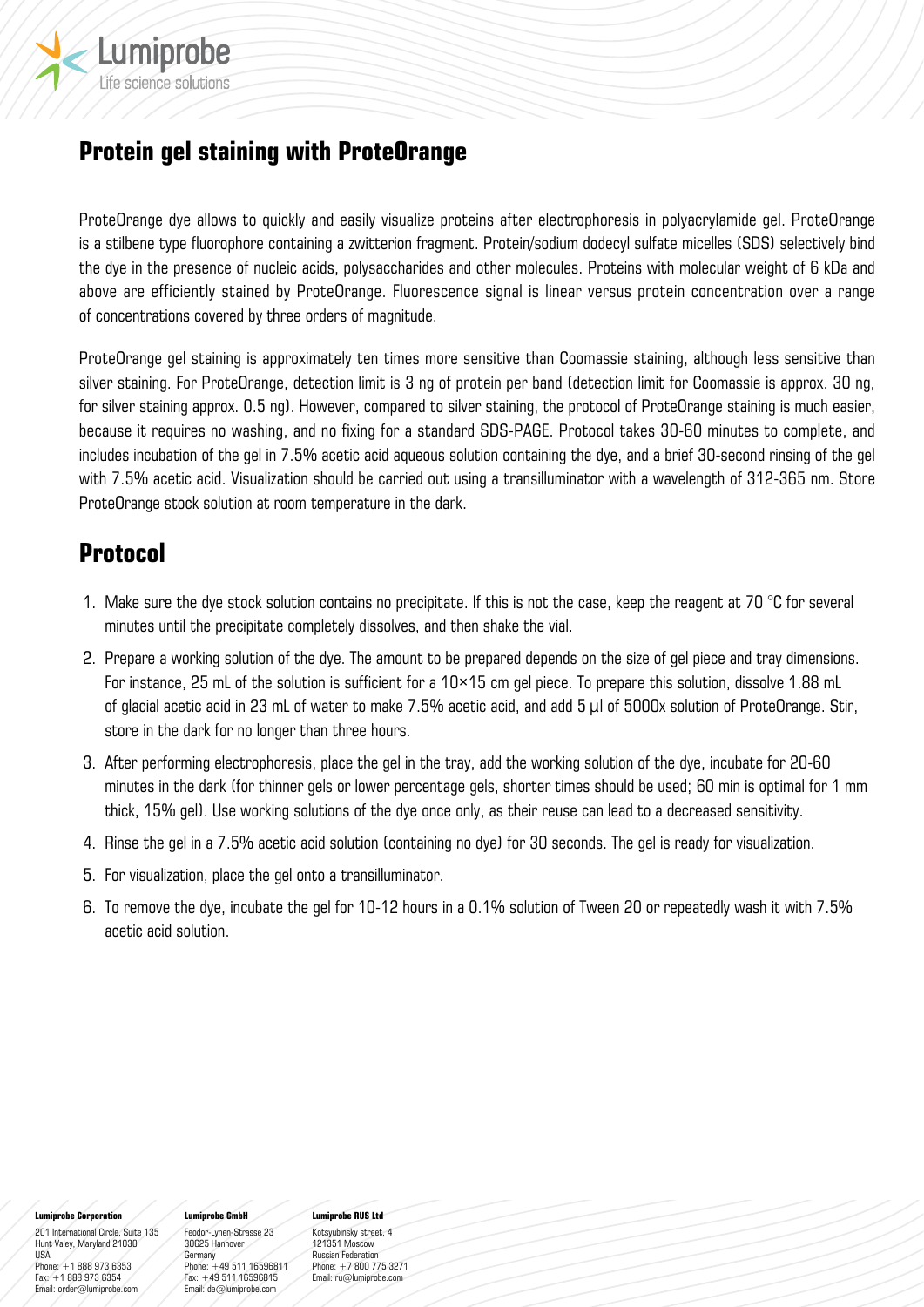# Protein gel staining with ProteOrange

ProteOrange dye allows to quickly and easily visualize proteins after electrophoresis in polyacrylamide gel. ProteOrange is a stilbene type fluorophore containing a zwitterion fragment. Protein/sodium dodecyl sulfate micelles (SDS) selectively bind the dye in the presence of nucleic acids, polysaccharides and other molecules. Proteins with molecular weight of 6 kDa and above are efficiently stained by ProteOrange. Fluorescence signal is linear versus protein concentration over a range of concentrations covered by three orders of magnitude.

ProteOrange gel staining is approximately ten times more sensitive than Coomassie staining, although less sensitive than silver staining. For ProteOrange, detection limit is 3 ng of protein per band (detection limit for Coomassie is approx. 30 ng, for silver staining approx. 0.5 ng). However, compared to silver staining, the protocol of ProteOrange staining is much easier, because it requires no washing, and no fixing for a standard SDS-PAGE. Protocol takes 30-60 minutes to complete, and includes incubation of the gel in 7.5% acetic acid aqueous solution containing the dye, and a brief 30-second rinsing of the gel with 7.5% acetic acid. Visualization should be carried out using a transilluminator with a wavelength of 312-365 nm. Store ProteOrange stock solution at room temperature in the dark.

## Protocol

1. Make sure the dye stock solution contains no precipitate. If this is not the case, keep the reagent at 70 °C for several minutes until the precipitate completely dissolves, and then shake the vial.
2. Prepare a working solution of the dye. The amount to be prepared depends on the size of gel piece and tray dimensions. For instance, 25 mL of the solution is sufficient for a 10×15 cm gel piece. To prepare this solution, dissolve 1.88 mL of glacial acetic acid in 23 mL of water to make 7.5% acetic acid, and add 5 µl of 5000x solution of ProteOrange. Stir, store in the dark for no longer than three hours.
3. After performing electrophoresis, place the gel in the tray, add the working solution of the dye, incubate for 20-60 minutes in the dark (for thinner gels or lower percentage gels, shorter times should be used; 60 min is optimal for 1 mm thick, 15% gel). Use working solutions of the dye once only, as their reuse can lead to a decreased sensitivity.
4. Rinse the gel in a 7.5% acetic acid solution (containing no dye) for 30 seconds. The gel is ready for visualization.
5. For visualization, place the gel onto a transilluminator.
6. To remove the dye, incubate the gel for 10-12 hours in a 0.1% solution of Tween 20 or repeatedly wash it with 7.5% acetic acid solution.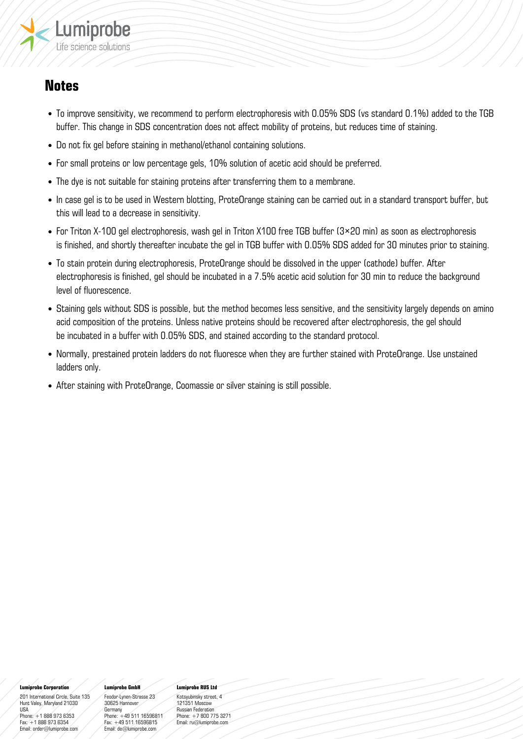## Notes

- To improve sensitivity, we recommend to perform electrophoresis with 0.05% SDS (vs standard 0.1%) added to the TGB buffer. This change in SDS concentration does not affect mobility of proteins, but reduces time of staining.
- Do not fix gel before staining in methanol/ethanol containing solutions.
- For small proteins or low percentage gels, 10% solution of acetic acid should be preferred.
- The dye is not suitable for staining proteins after transferring them to a membrane.
- In case gel is to be used in Western blotting, ProteOrange staining can be carried out in a standard transport buffer, but this will lead to a decrease in sensitivity.
- For Triton X-100 gel electrophoresis, wash gel in Triton X100 free TGB buffer (3×20 min) as soon as electrophoresis is finished, and shortly thereafter incubate the gel in TGB buffer with 0.05% SDS added for 30 minutes prior to staining.
- To stain protein during electrophoresis, ProteOrange should be dissolved in the upper (cathode) buffer. After electrophoresis is finished, gel should be incubated in a 7.5% acetic acid solution for 30 min to reduce the background level of fluorescence.
- Staining gels without SDS is possible, but the method becomes less sensitive, and the sensitivity largely depends on amino acid composition of the proteins. Unless native proteins should be recovered after electrophoresis, the gel should be incubated in a buffer with 0.05% SDS, and stained according to the standard protocol.
- Normally, prestained protein ladders do not fluoresce when they are further stained with ProteOrange. Use unstained ladders only.
- After staining with ProteOrange, Coomassie or silver staining is still possible.